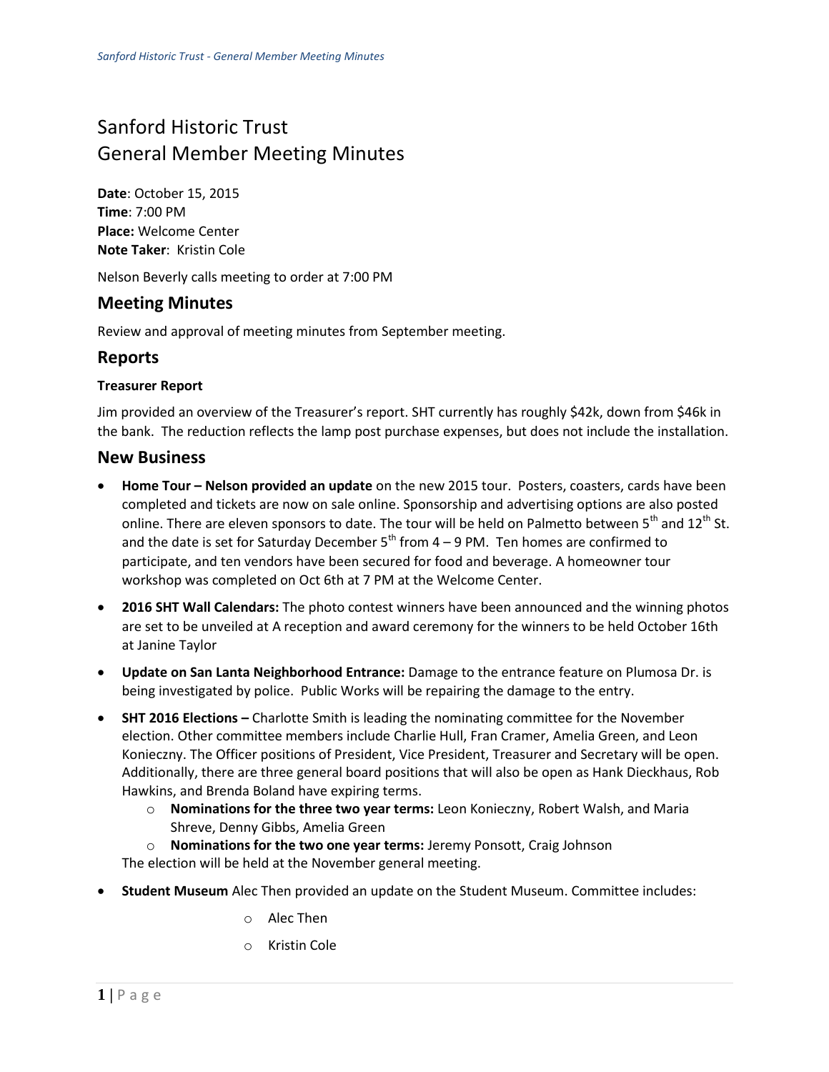# Sanford Historic Trust
# General Member Meeting Minutes

**Date**: October 15, 2015
**Time**: 7:00 PM
**Place:** Welcome Center
**Note Taker**: Kristin Cole

Nelson Beverly calls meeting to order at 7:00 PM

## Meeting Minutes

Review and approval of meeting minutes from September meeting.

## Reports

### Treasurer Report

Jim provided an overview of the Treasurer's report. SHT currently has roughly $42k, down from $46k in the bank. The reduction reflects the lamp post purchase expenses, but does not include the installation.

## New Business

- **Home Tour – Nelson provided an update** on the new 2015 tour. Posters, coasters, cards have been completed and tickets are now on sale online. Sponsorship and advertising options are also posted online. There are eleven sponsors to date. The tour will be held on Palmetto between 5th and 12th St. and the date is set for Saturday December 5th from 4 – 9 PM. Ten homes are confirmed to participate, and ten vendors have been secured for food and beverage. A homeowner tour workshop was completed on Oct 6th at 7 PM at the Welcome Center.
- **2016 SHT Wall Calendars:** The photo contest winners have been announced and the winning photos are set to be unveiled at A reception and award ceremony for the winners to be held October 16th at Janine Taylor
- **Update on San Lanta Neighborhood Entrance:** Damage to the entrance feature on Plumosa Dr. is being investigated by police. Public Works will be repairing the damage to the entry.
- **SHT 2016 Elections –** Charlotte Smith is leading the nominating committee for the November election. Other committee members include Charlie Hull, Fran Cramer, Amelia Green, and Leon Konieczny. The Officer positions of President, Vice President, Treasurer and Secretary will be open. Additionally, there are three general board positions that will also be open as Hank Dieckhaus, Rob Hawkins, and Brenda Boland have expiring terms.
  - **Nominations for the three two year terms:** Leon Konieczny, Robert Walsh, and Maria Shreve, Denny Gibbs, Amelia Green
  - **Nominations for the two one year terms:** Jeremy Ponsott, Craig Johnson

  The election will be held at the November general meeting.
- **Student Museum** Alec Then provided an update on the Student Museum. Committee includes:
  - Alec Then
  - Kristin Cole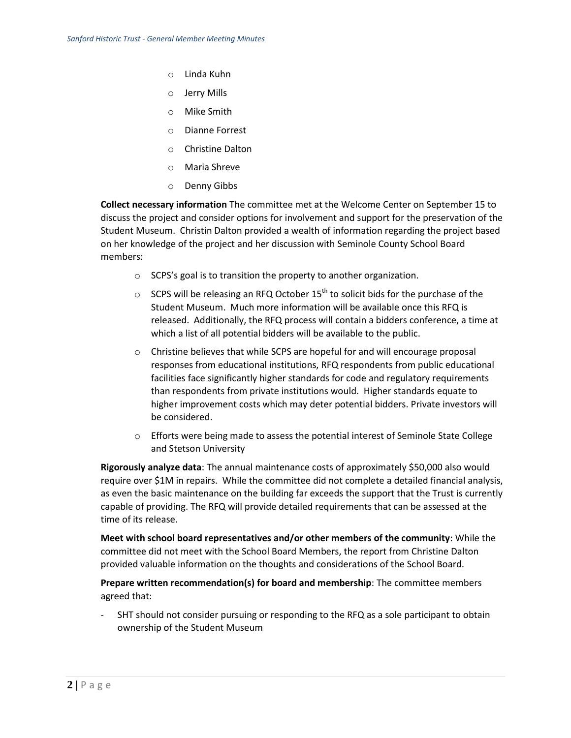- Linda Kuhn
- Jerry Mills
- Mike Smith
- Dianne Forrest
- Christine Dalton
- Maria Shreve
- Denny Gibbs

**Collect necessary information** The committee met at the Welcome Center on September 15 to discuss the project and consider options for involvement and support for the preservation of the Student Museum. Christin Dalton provided a wealth of information regarding the project based on her knowledge of the project and her discussion with Seminole County School Board members:

- SCPS's goal is to transition the property to another organization.
- SCPS will be releasing an RFQ October 15th to solicit bids for the purchase of the Student Museum. Much more information will be available once this RFQ is released. Additionally, the RFQ process will contain a bidders conference, a time at which a list of all potential bidders will be available to the public.
- Christine believes that while SCPS are hopeful for and will encourage proposal responses from educational institutions, RFQ respondents from public educational facilities face significantly higher standards for code and regulatory requirements than respondents from private institutions would. Higher standards equate to higher improvement costs which may deter potential bidders. Private investors will be considered.
- Efforts were being made to assess the potential interest of Seminole State College and Stetson University

**Rigorously analyze data**: The annual maintenance costs of approximately $50,000 also would require over $1M in repairs. While the committee did not complete a detailed financial analysis, as even the basic maintenance on the building far exceeds the support that the Trust is currently capable of providing. The RFQ will provide detailed requirements that can be assessed at the time of its release.

**Meet with school board representatives and/or other members of the community**: While the committee did not meet with the School Board Members, the report from Christine Dalton provided valuable information on the thoughts and considerations of the School Board.

**Prepare written recommendation(s) for board and membership**: The committee members agreed that:

- SHT should not consider pursuing or responding to the RFQ as a sole participant to obtain ownership of the Student Museum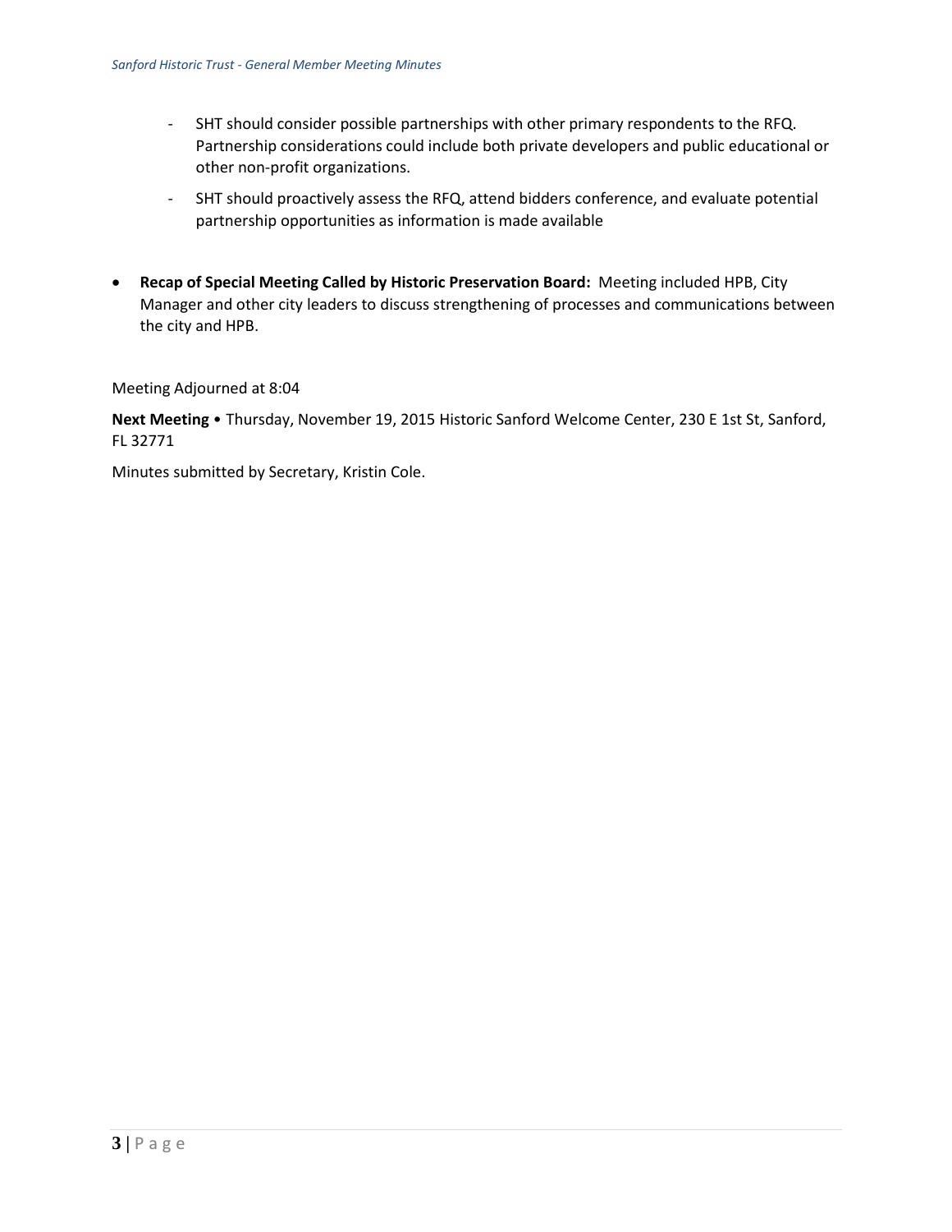- SHT should consider possible partnerships with other primary respondents to the RFQ. Partnership considerations could include both private developers and public educational or other non-profit organizations.
  - SHT should proactively assess the RFQ, attend bidders conference, and evaluate potential partnership opportunities as information is made available

- **Recap of Special Meeting Called by Historic Preservation Board:** Meeting included HPB, City Manager and other city leaders to discuss strengthening of processes and communications between the city and HPB.

Meeting Adjourned at 8:04

**Next Meeting** • Thursday, November 19, 2015 Historic Sanford Welcome Center, 230 E 1st St, Sanford, FL 32771

Minutes submitted by Secretary, Kristin Cole.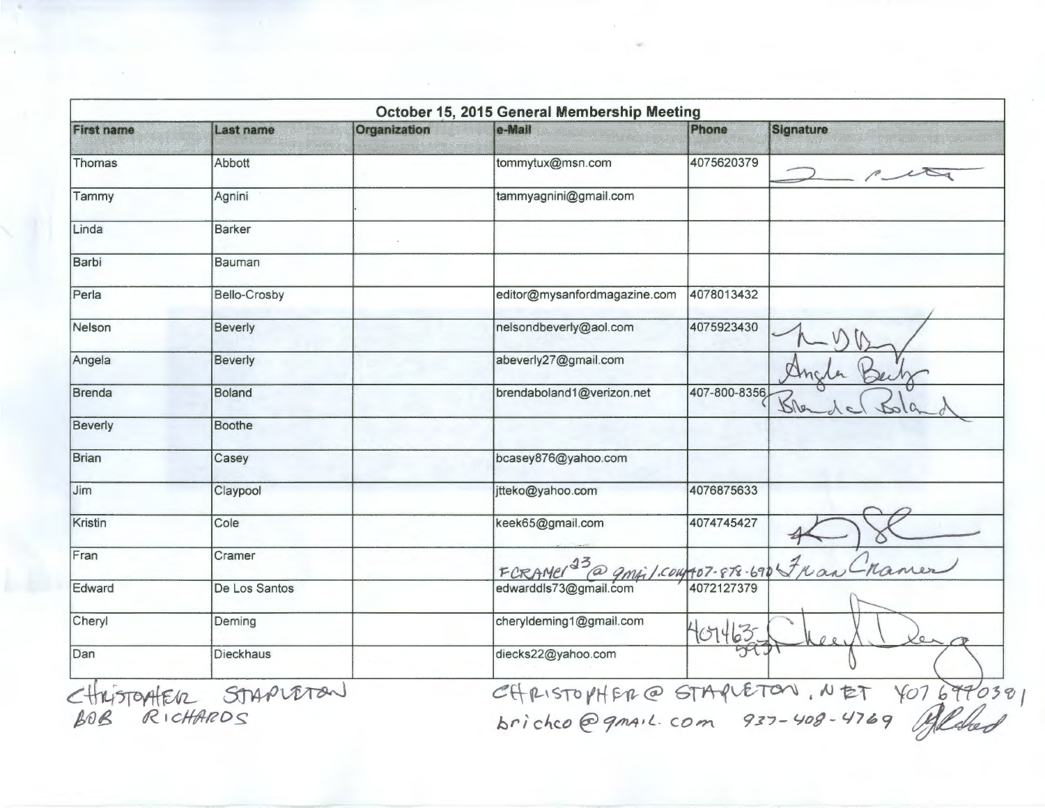| October 15, 2015 General Membership Meeting | | | | | |
|---|---|---|---|---|---|
| **First name** | **Last name** | **Organization** | **e-Mail** | **Phone** | **Signature** |
| Thomas | Abbott | | tommytux@msn.com | 4075620379 | (signature) |
| Tammy | Agnini | | tammyagnini@gmail.com | | |
| Linda | Barker | | | | |
| Barbi | Bauman | | | | |
| Perla | Bello-Crosby | | editor@mysanfordmagazine.com | 4078013432 | |
| Nelson | Beverly | | nelsondbeverly@aol.com | 4075923430 | (signature) |
| Angela | Beverly | | abeverly27@gmail.com | | Angela Beverly |
| Brenda | Boland | | brendaboland1@verizon.net | 407-800-8356 | Brenda Boland |
| Beverly | Boothe | | | | |
| Brian | Casey | | bcasey876@yahoo.com | | |
| Jim | Claypool | | jtteko@yahoo.com | 4076875633 | |
| Kristin | Cole | | keek65@gmail.com | 4074745427 | (signature) |
| Fran | Cramer | | FCRAMer23@gmail.com | 407-878-690 | Fran Cramer |
| Edward | De Los Santos | | edwarddls73@gmail.com | 4072127379 | |
| Cheryl | Deming | | cheryldeming1@gmail.com | 407463-5931 | Cheryl Deming |
| Dan | Dieckhaus | | diecks22@yahoo.com | | |
| CHRISTOPHER | STAPLETON | | CHRISTOPHER@STAPLETON.NET | 407 6990381 | |
| BOB | RICHARDS | | brichco@gmail.com | 937-408-4769 | (signature) |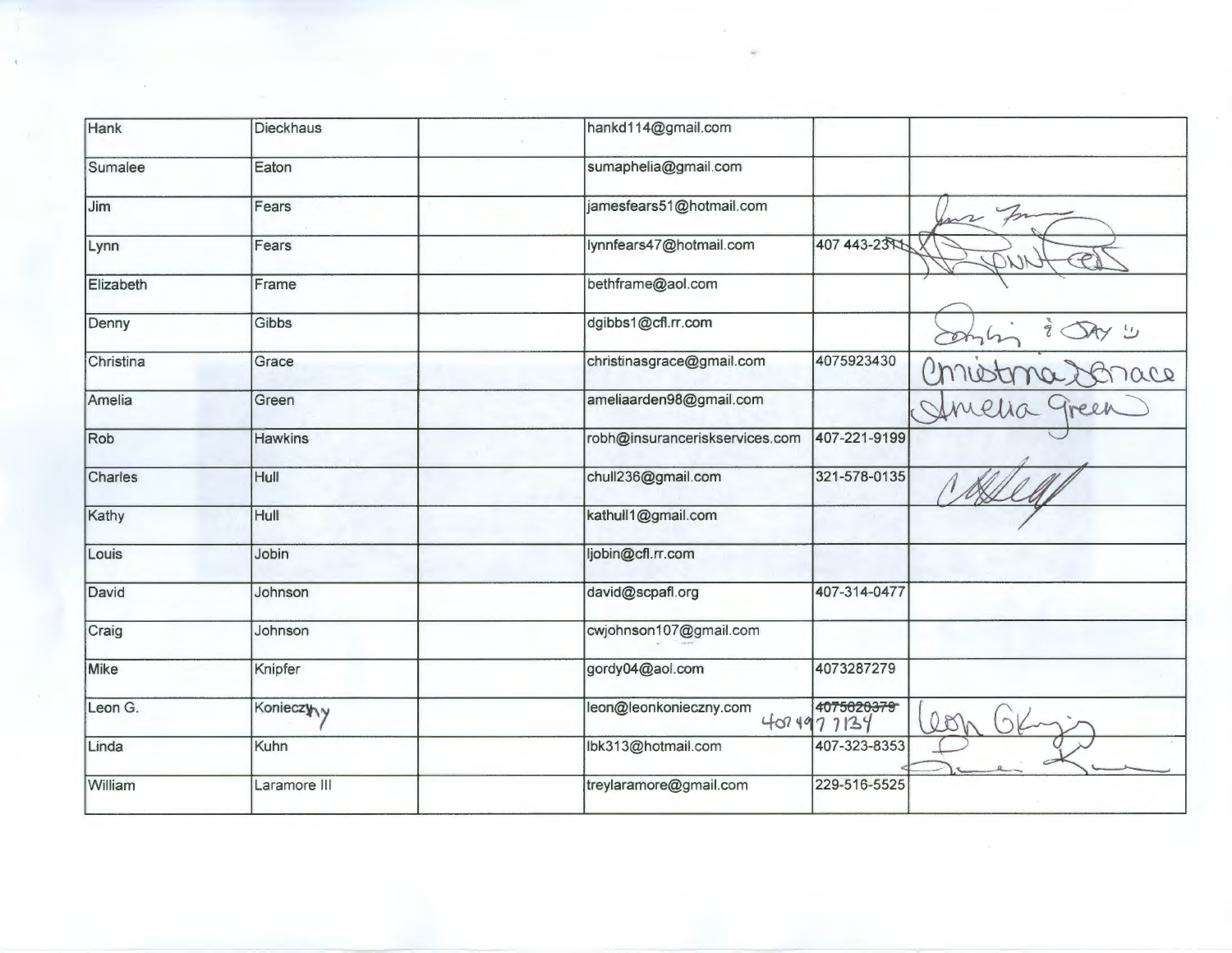| | | | | | |
|---|---|---|---|---|---|
| Hank | Dieckhaus | | hankd114@gmail.com | | |
| Sumalee | Eaton | | sumaphelia@gmail.com | | |
| Jim | Fears | | jamesfears51@hotmail.com | | Jim Fears |
| Lynn | Fears | | lynnfears47@hotmail.com | 407 443-2311 | Lynn Fears |
| Elizabeth | Frame | | bethframe@aol.com | | |
| Denny | Gibbs | | dgibbs1@cfl.rr.com | | Denny & Stay :) |
| Christina | Grace | | christinasgrace@gmail.com | 4075923430 | Christina Grace |
| Amelia | Green | | ameliaarden98@gmail.com | | Amelia Green |
| Rob | Hawkins | | robh@insuranceriskservices.com | 407-221-9199 | |
| Charles | Hull | | chull236@gmail.com | 321-578-0135 | C Hull |
| Kathy | Hull | | kathull1@gmail.com | | |
| Louis | Jobin | | ljobin@cfl.rr.com | | |
| David | Johnson | | david@scpafl.org | 407-314-0477 | |
| Craig | Johnson | | cwjohnson107@gmail.com | | |
| Mike | Knipfer | | gordy04@aol.com | 4073287279 | |
| Leon G. | Konieczny | | leon@leonkonieczny.com | ~~4075820379~~ 407 497 7134 | Leon G K |
| Linda | Kuhn | | lbk313@hotmail.com | 407-323-8353 | Linda Kuhn |
| William | Laramore III | | treylaramore@gmail.com | 229-516-5525 | |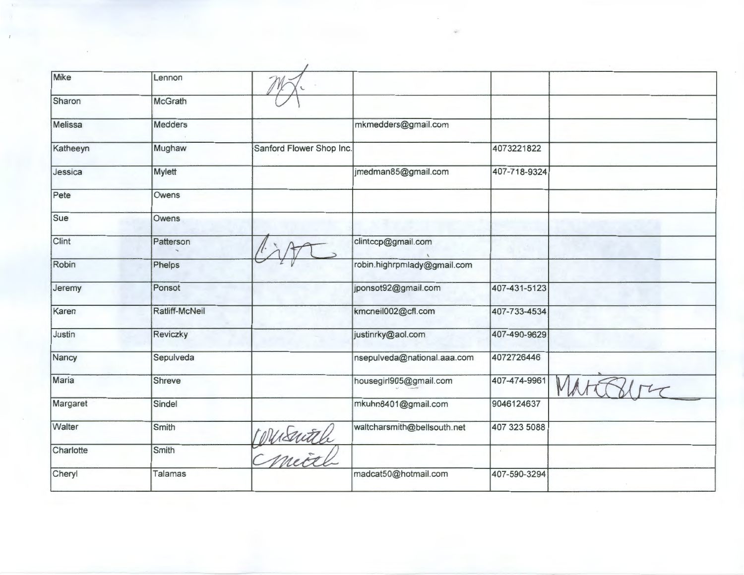| Mike | Lennon | | | | |
|---|---|---|---|---|---|
| Sharon | McGrath | | | | |
| Melissa | Medders | | mkmedders@gmail.com | | |
| Katheeyn | Mughaw | Sanford Flower Shop Inc. | | 4073221822 | |
| Jessica | Mylett | | jmedman85@gmail.com | 407-718-9324 | |
| Pete | Owens | | | | |
| Sue | Owens | | | | |
| Clint | Patterson | | clintccp@gmail.com | | |
| Robin | Phelps | | robin.highrpmlady@gmail.com | | |
| Jeremy | Ponsot | | jponsot92@gmail.com | 407-431-5123 | |
| Karen | Ratliff-McNeil | | kmcneil002@cfl.com | 407-733-4534 | |
| Justin | Reviczky | | justinrky@aol.com | 407-490-9629 | |
| Nancy | Sepulveda | | nsepulveda@national.aaa.com | 4072726446 | |
| Maria | Shreve | | housegirl905@gmail.com | 407-474-9961 | |
| Margaret | Sindel | | mkuhn8401@gmail.com | 9046124637 | |
| Walter | Smith | | waltcharsmith@bellsouth.net | 407 323 5088 | |
| Charlotte | Smith | | | | |
| Cheryl | Talamas | | madcat50@hotmail.com | 407-590-3294 | |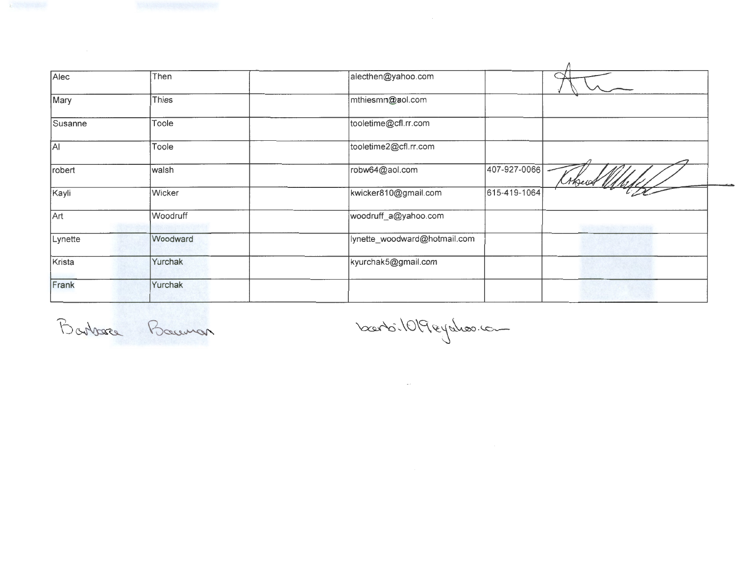| | | | | | |
|---|---|---|---|---|---|
| Alec | Then | | alecthen@yahoo.com | | |
| Mary | Thies | | mthiesmn@aol.com | | |
| Susanne | Toole | | tooletime@cfl.rr.com | | |
| Al | Toole | | tooletime2@cfl.rr.com | | |
| robert | walsh | | robw64@aol.com | 407-927-0066 | |
| Kayli | Wicker | | kwicker810@gmail.com | 615-419-1064 | |
| Art | Woodruff | | woodruff_a@yahoo.com | | |
| Lynette | Woodward | | lynette_woodward@hotmail.com | | |
| Krista | Yurchak | | kyurchak5@gmail.com | | |
| Frank | Yurchak | | | | |

Barbara Bauman barbi1019@yahoo.com